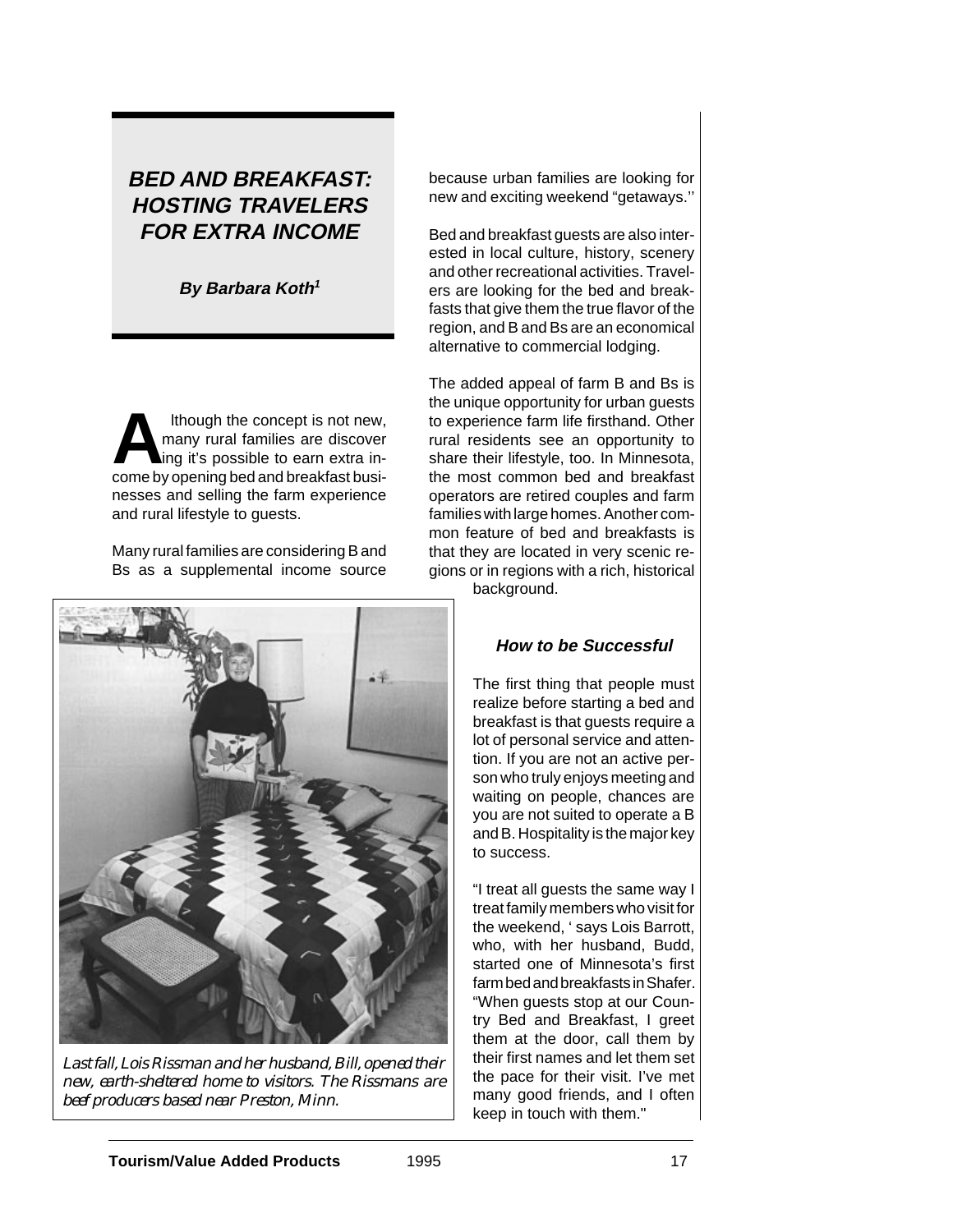# BED AND BREAKFAST: HOSTING TRAVELERS FOR EXTRA INCOME

**By Barbara Koth[1]**

Although the concept is not new, many rural families are discovering it's possible to earn extra income by opening bed and breakfast businesses and selling the farm experience and rural lifestyle to guests.

Many rural families are considering B and Bs as a supplemental income source because urban families are looking for new and exciting weekend "getaways."

Bed and breakfast guests are also interested in local culture, history, scenery and other recreational activities. Travelers are looking for the bed and breakfasts that give them the true flavor of the region, and B and Bs are an economical alternative to commercial lodging.

The added appeal of farm B and Bs is the unique opportunity for urban guests to experience farm life firsthand. Other rural residents see an opportunity to share their lifestyle, too. In Minnesota, the most common bed and breakfast operators are retired couples and farm families with large homes. Another common feature of bed and breakfasts is that they are located in very scenic regions or in regions with a rich, historical background.

*Last fall, Lois Rissman and her husband, Bill, opened their new, earth-sheltered home to visitors. The Rissmans are beef producers based near Preston, Minn.*

### How to be Successful

The first thing that people must realize before starting a bed and breakfast is that guests require a lot of personal service and attention. If you are not an active person who truly enjoys meeting and waiting on people, chances are you are not suited to operate a B and B. Hospitality is the major key to success.

"I treat all guests the same way I treat family members who visit for the weekend,' says Lois Barrott, who, with her husband, Budd, started one of Minnesota's first farm bed and breakfasts in Shafer. "When guests stop at our Country Bed and Breakfast, I greet them at the door, call them by their first names and let them set the pace for their visit. I've met many good friends, and I often keep in touch with them."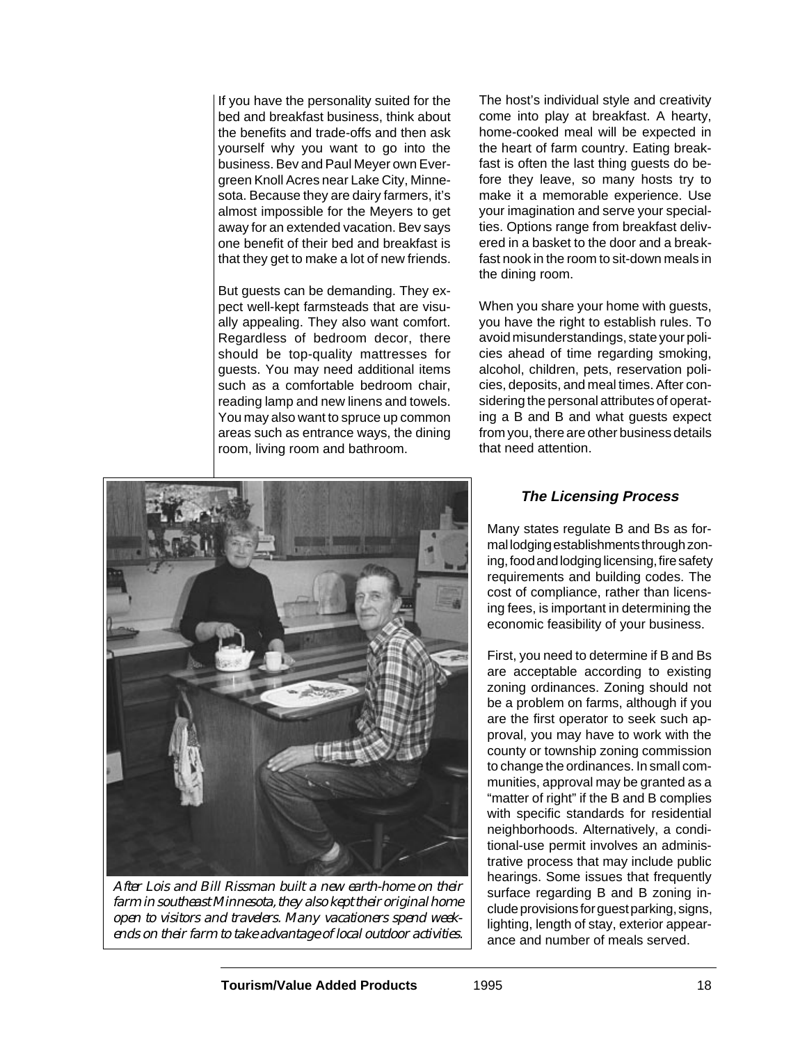If you have the personality suited for the bed and breakfast business, think about the benefits and trade-offs and then ask yourself why you want to go into the business. Bev and Paul Meyer own Evergreen Knoll Acres near Lake City, Minnesota. Because they are dairy farmers, it's almost impossible for the Meyers to get away for an extended vacation. Bev says one benefit of their bed and breakfast is that they get to make a lot of new friends.

But guests can be demanding. They expect well-kept farmsteads that are visually appealing. They also want comfort. Regardless of bedroom decor, there should be top-quality mattresses for guests. You may need additional items such as a comfortable bedroom chair, reading lamp and new linens and towels. You may also want to spruce up common areas such as entrance ways, the dining room, living room and bathroom.

*After Lois and Bill Rissman built a new earth-home on their farm in southeast Minnesota, they also kept their original home open to visitors and travelers. Many vacationers spend weekends on their farm to take advantage of local outdoor activities.*

The host's individual style and creativity come into play at breakfast. A hearty, home-cooked meal will be expected in the heart of farm country. Eating breakfast is often the last thing guests do before they leave, so many hosts try to make it a memorable experience. Use your imagination and serve your specialties. Options range from breakfast delivered in a basket to the door and a breakfast nook in the room to sit-down meals in the dining room.

When you share your home with guests, you have the right to establish rules. To avoid misunderstandings, state your policies ahead of time regarding smoking, alcohol, children, pets, reservation policies, deposits, and meal times. After considering the personal attributes of operating a B and B and what guests expect from you, there are other business details that need attention.

### The Licensing Process

Many states regulate B and Bs as formal lodging establishments through zoning, food and lodging licensing, fire safety requirements and building codes. The cost of compliance, rather than licensing fees, is important in determining the economic feasibility of your business.

First, you need to determine if B and Bs are acceptable according to existing zoning ordinances. Zoning should not be a problem on farms, although if you are the first operator to seek such approval, you may have to work with the county or township zoning commission to change the ordinances. In small communities, approval may be granted as a "matter of right" if the B and B complies with specific standards for residential neighborhoods. Alternatively, a conditional-use permit involves an administrative process that may include public hearings. Some issues that frequently surface regarding B and B zoning include provisions for guest parking, signs, lighting, length of stay, exterior appearance and number of meals served.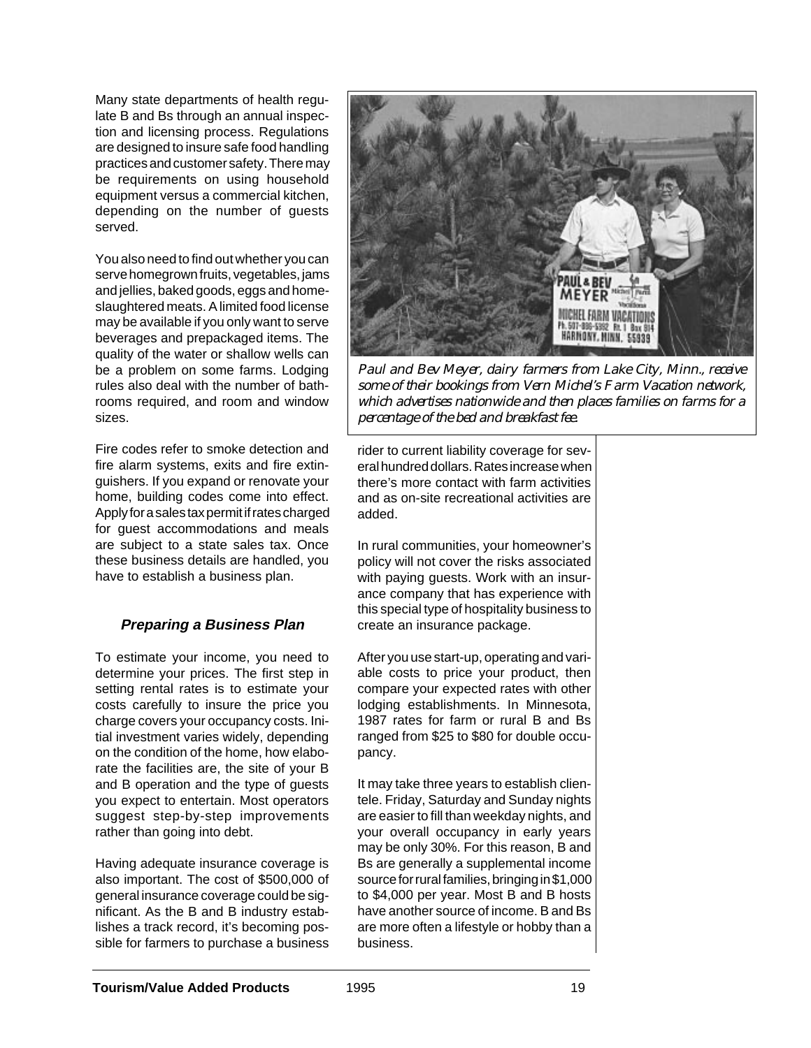Many state departments of health regulate B and Bs through an annual inspection and licensing process. Regulations are designed to insure safe food handling practices and customer safety. There may be requirements on using household equipment versus a commercial kitchen, depending on the number of guests served.

You also need to find out whether you can serve homegrown fruits, vegetables, jams and jellies, baked goods, eggs and home-slaughtered meats. A limited food license may be available if you only want to serve beverages and prepackaged items. The quality of the water or shallow wells can be a problem on some farms. Lodging rules also deal with the number of bathrooms required, and room and window sizes.

Fire codes refer to smoke detection and fire alarm systems, exits and fire extinguishers. If you expand or renovate your home, building codes come into effect. Apply for a sales tax permit if rates charged for guest accommodations and meals are subject to a state sales tax. Once these business details are handled, you have to establish a business plan.

### *Preparing a Business Plan*

To estimate your income, you need to determine your prices. The first step in setting rental rates is to estimate your costs carefully to insure the price you charge covers your occupancy costs. Initial investment varies widely, depending on the condition of the home, how elaborate the facilities are, the site of your B and B operation and the type of guests you expect to entertain. Most operators suggest step-by-step improvements rather than going into debt.

Having adequate insurance coverage is also important. The cost of $500,000 of general insurance coverage could be significant. As the B and B industry establishes a track record, it's becoming possible for farmers to purchase a business rider to current liability coverage for several hundred dollars. Rates increase when there's more contact with farm activities and as on-site recreational activities are added.

*Paul and Bev Meyer, dairy farmers from Lake City, Minn., receive some of their bookings from Vern Michel's Farm Vacation network, which advertises nationwide and then places families on farms for a percentage of the bed and breakfast fee.*

In rural communities, your homeowner's policy will not cover the risks associated with paying guests. Work with an insurance company that has experience with this special type of hospitality business to create an insurance package.

After you use start-up, operating and variable costs to price your product, then compare your expected rates with other lodging establishments. In Minnesota, 1987 rates for farm or rural B and Bs ranged from $25 to $80 for double occupancy.

It may take three years to establish clientele. Friday, Saturday and Sunday nights are easier to fill than weekday nights, and your overall occupancy in early years may be only 30%. For this reason, B and Bs are generally a supplemental income source for rural families, bringing in $1,000 to $4,000 per year. Most B and B hosts have another source of income. B and Bs are more often a lifestyle or hobby than a business.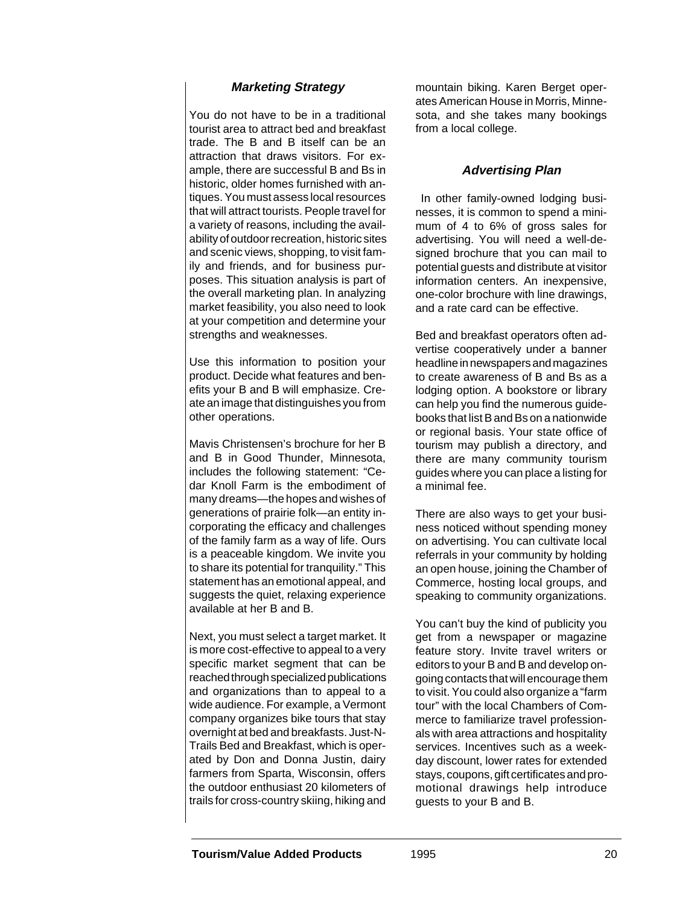### Marketing Strategy

You do not have to be in a traditional tourist area to attract bed and breakfast trade. The B and B itself can be an attraction that draws visitors. For example, there are successful B and Bs in historic, older homes furnished with antiques. You must assess local resources that will attract tourists. People travel for a variety of reasons, including the availability of outdoor recreation, historic sites and scenic views, shopping, to visit family and friends, and for business purposes. This situation analysis is part of the overall marketing plan. In analyzing market feasibility, you also need to look at your competition and determine your strengths and weaknesses.

Use this information to position your product. Decide what features and benefits your B and B will emphasize. Create an image that distinguishes you from other operations.

Mavis Christensen's brochure for her B and B in Good Thunder, Minnesota, includes the following statement: "Cedar Knoll Farm is the embodiment of many dreams—the hopes and wishes of generations of prairie folk—an entity incorporating the efficacy and challenges of the family farm as a way of life. Ours is a peaceable kingdom. We invite you to share its potential for tranquility." This statement has an emotional appeal, and suggests the quiet, relaxing experience available at her B and B.

Next, you must select a target market. It is more cost-effective to appeal to a very specific market segment that can be reached through specialized publications and organizations than to appeal to a wide audience. For example, a Vermont company organizes bike tours that stay overnight at bed and breakfasts. Just-N-Trails Bed and Breakfast, which is operated by Don and Donna Justin, dairy farmers from Sparta, Wisconsin, offers the outdoor enthusiast 20 kilometers of trails for cross-country skiing, hiking and mountain biking. Karen Berget operates American House in Morris, Minnesota, and she takes many bookings from a local college.

### Advertising Plan

In other family-owned lodging businesses, it is common to spend a minimum of 4 to 6% of gross sales for advertising. You will need a well-designed brochure that you can mail to potential guests and distribute at visitor information centers. An inexpensive, one-color brochure with line drawings, and a rate card can be effective.

Bed and breakfast operators often advertise cooperatively under a banner headline in newspapers and magazines to create awareness of B and Bs as a lodging option. A bookstore or library can help you find the numerous guidebooks that list B and Bs on a nationwide or regional basis. Your state office of tourism may publish a directory, and there are many community tourism guides where you can place a listing for a minimal fee.

There are also ways to get your business noticed without spending money on advertising. You can cultivate local referrals in your community by holding an open house, joining the Chamber of Commerce, hosting local groups, and speaking to community organizations.

You can't buy the kind of publicity you get from a newspaper or magazine feature story. Invite travel writers or editors to your B and B and develop ongoing contacts that will encourage them to visit. You could also organize a "farm tour" with the local Chambers of Commerce to familiarize travel professionals with area attractions and hospitality services. Incentives such as a weekday discount, lower rates for extended stays, coupons, gift certificates and promotional drawings help introduce guests to your B and B.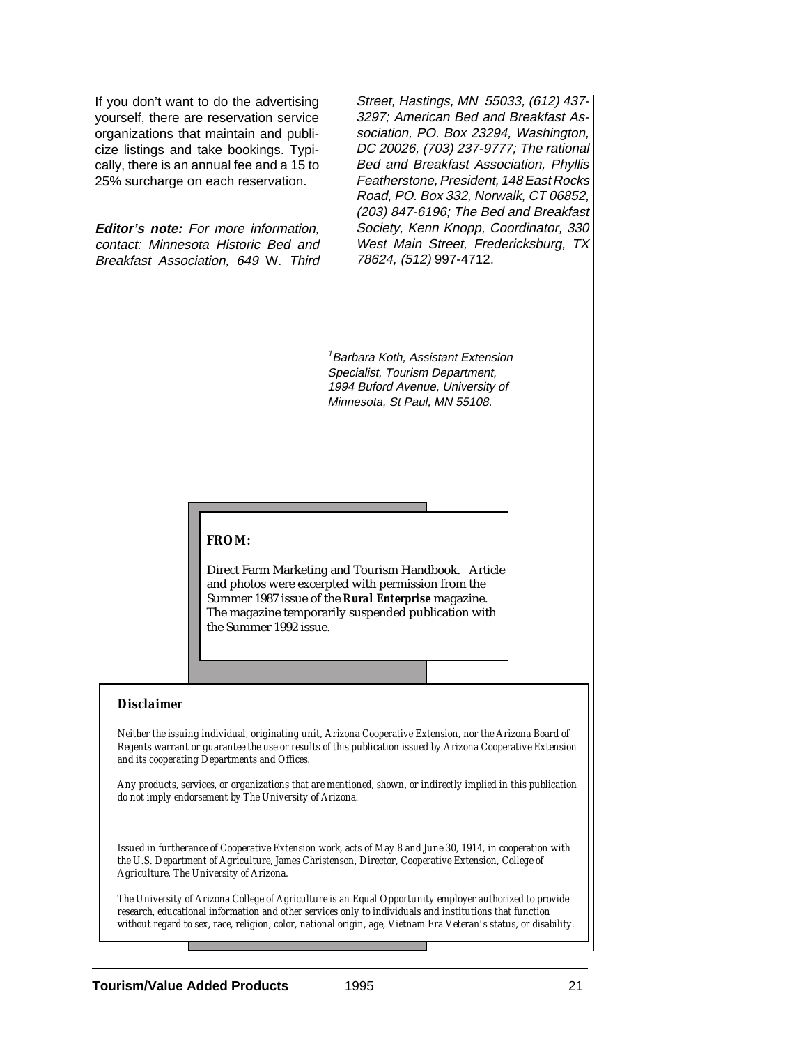If you don't want to do the advertising yourself, there are reservation service organizations that maintain and publicize listings and take bookings. Typically, there is an annual fee and a 15 to 25% surcharge on each reservation.

***Editor's note:*** *For more information, contact: Minnesota Historic Bed and Breakfast Association, 649 W. Third Street, Hastings, MN 55033, (612) 437-3297; American Bed and Breakfast Association, PO. Box 23294, Washington, DC 20026, (703) 237-9777; The rational Bed and Breakfast Association, Phyllis Featherstone, President, 148 East Rocks Road, PO. Box 332, Norwalk, CT 06852, (203) 847-6196; The Bed and Breakfast Society, Kenn Knopp, Coordinator, 330 West Main Street, Fredericksburg, TX 78624, (512) 997-4712.*

*[1]Barbara Koth, Assistant Extension Specialist, Tourism Department, 1994 Buford Avenue, University of Minnesota, St Paul, MN 55108.*

**FROM:**

Direct Farm Marketing and Tourism Handbook. Article and photos were excerpted with permission from the Summer 1987 issue of the ***Rural Enterprise*** magazine. The magazine temporarily suspended publication with the Summer 1992 issue.

### *Disclaimer*

*Neither the issuing individual, originating unit, Arizona Cooperative Extension, nor the Arizona Board of Regents warrant or guarantee the use or results of this publication issued by Arizona Cooperative Extension and its cooperating Departments and Offices.*

*Any products, services, or organizations that are mentioned, shown, or indirectly implied in this publication do not imply endorsement by The University of Arizona.*

---

*Issued in furtherance of Cooperative Extension work, acts of May 8 and June 30, 1914, in cooperation with the U.S. Department of Agriculture, James Christenson, Director, Cooperative Extension, College of Agriculture, The University of Arizona.*

*The University of Arizona College of Agriculture is an Equal Opportunity employer authorized to provide research, educational information and other services only to individuals and institutions that function without regard to sex, race, religion, color, national origin, age, Vietnam Era Veteran's status, or disability.*